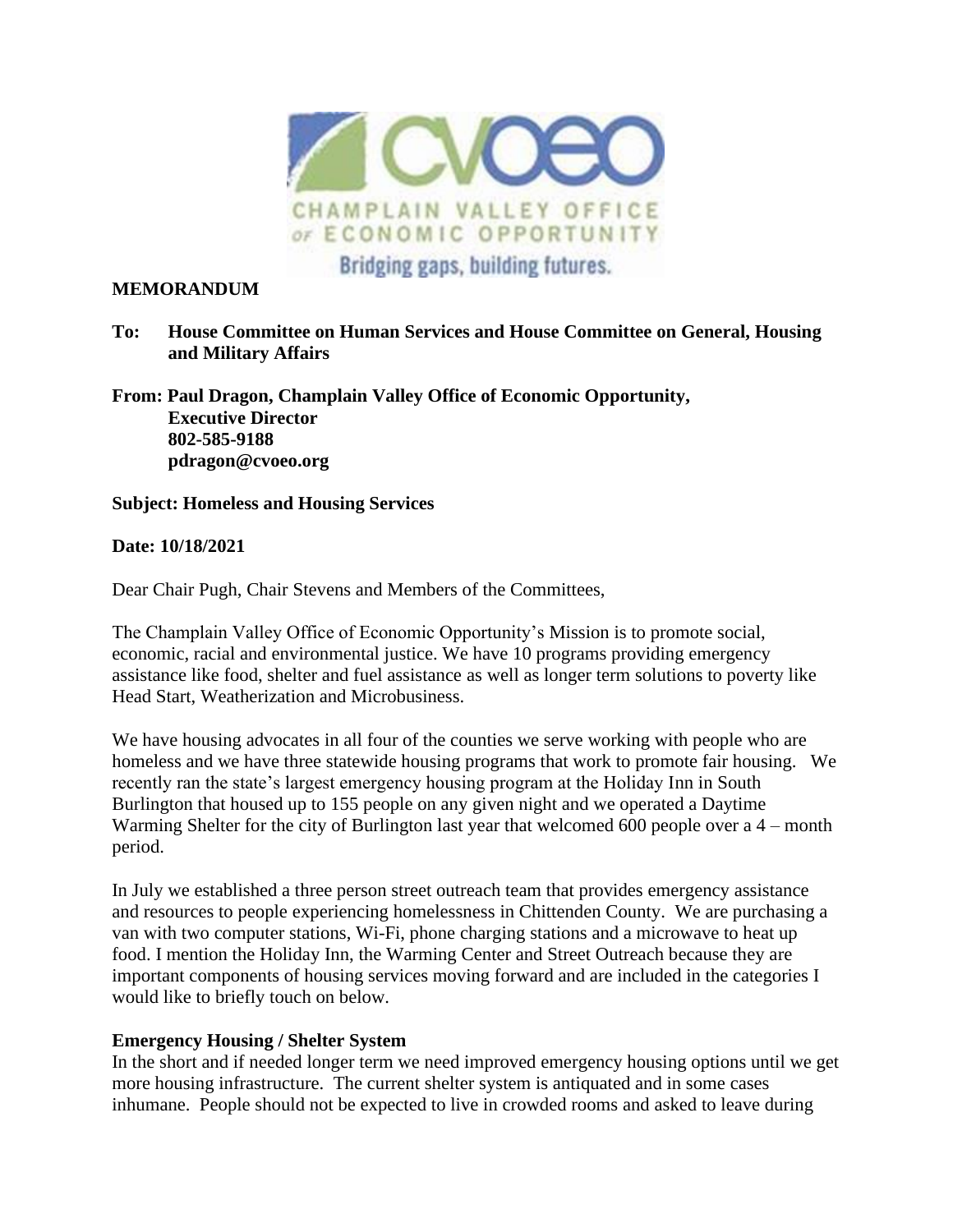**MEMORANDUM**

**To: House Committee on Human Services and House Committee on General, Housing and Military Affairs**

**From: Paul Dragon, Champlain Valley Office of Economic Opportunity, Executive Director**
**802-585-9188**
**pdragon@cvoeo.org**

**Subject: Homeless and Housing Services**

**Date: 10/18/2021**

Dear Chair Pugh, Chair Stevens and Members of the Committees,

The Champlain Valley Office of Economic Opportunity's Mission is to promote social, economic, racial and environmental justice. We have 10 programs providing emergency assistance like food, shelter and fuel assistance as well as longer term solutions to poverty like Head Start, Weatherization and Microbusiness.

We have housing advocates in all four of the counties we serve working with people who are homeless and we have three statewide housing programs that work to promote fair housing. We recently ran the state's largest emergency housing program at the Holiday Inn in South Burlington that housed up to 155 people on any given night and we operated a Daytime Warming Shelter for the city of Burlington last year that welcomed 600 people over a 4 – month period.

In July we established a three person street outreach team that provides emergency assistance and resources to people experiencing homelessness in Chittenden County. We are purchasing a van with two computer stations, Wi-Fi, phone charging stations and a microwave to heat up food. I mention the Holiday Inn, the Warming Center and Street Outreach because they are important components of housing services moving forward and are included in the categories I would like to briefly touch on below.

**Emergency Housing / Shelter System**

In the short and if needed longer term we need improved emergency housing options until we get more housing infrastructure. The current shelter system is antiquated and in some cases inhumane. People should not be expected to live in crowded rooms and asked to leave during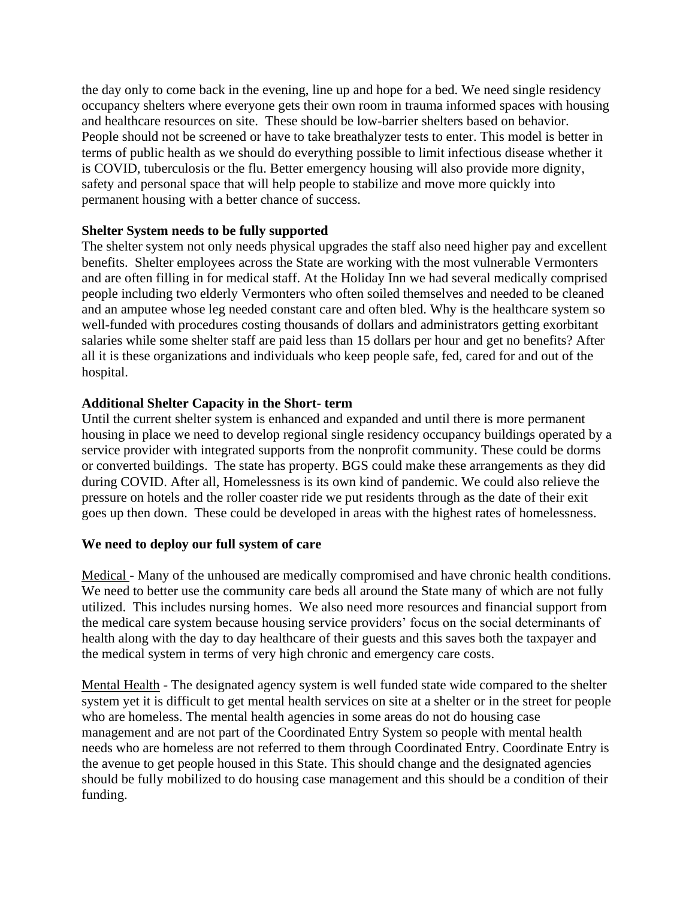the day only to come back in the evening, line up and hope for a bed. We need single residency occupancy shelters where everyone gets their own room in trauma informed spaces with housing and healthcare resources on site. These should be low-barrier shelters based on behavior. People should not be screened or have to take breathalyzer tests to enter. This model is better in terms of public health as we should do everything possible to limit infectious disease whether it is COVID, tuberculosis or the flu. Better emergency housing will also provide more dignity, safety and personal space that will help people to stabilize and move more quickly into permanent housing with a better chance of success.

**Shelter System needs to be fully supported**

The shelter system not only needs physical upgrades the staff also need higher pay and excellent benefits. Shelter employees across the State are working with the most vulnerable Vermonters and are often filling in for medical staff. At the Holiday Inn we had several medically comprised people including two elderly Vermonters who often soiled themselves and needed to be cleaned and an amputee whose leg needed constant care and often bled. Why is the healthcare system so well-funded with procedures costing thousands of dollars and administrators getting exorbitant salaries while some shelter staff are paid less than 15 dollars per hour and get no benefits? After all it is these organizations and individuals who keep people safe, fed, cared for and out of the hospital.

**Additional Shelter Capacity in the Short- term**

Until the current shelter system is enhanced and expanded and until there is more permanent housing in place we need to develop regional single residency occupancy buildings operated by a service provider with integrated supports from the nonprofit community. These could be dorms or converted buildings. The state has property. BGS could make these arrangements as they did during COVID. After all, Homelessness is its own kind of pandemic. We could also relieve the pressure on hotels and the roller coaster ride we put residents through as the date of their exit goes up then down. These could be developed in areas with the highest rates of homelessness.

**We need to deploy our full system of care**

Medical - Many of the unhoused are medically compromised and have chronic health conditions. We need to better use the community care beds all around the State many of which are not fully utilized. This includes nursing homes. We also need more resources and financial support from the medical care system because housing service providers' focus on the social determinants of health along with the day to day healthcare of their guests and this saves both the taxpayer and the medical system in terms of very high chronic and emergency care costs.

Mental Health - The designated agency system is well funded state wide compared to the shelter system yet it is difficult to get mental health services on site at a shelter or in the street for people who are homeless. The mental health agencies in some areas do not do housing case management and are not part of the Coordinated Entry System so people with mental health needs who are homeless are not referred to them through Coordinated Entry. Coordinate Entry is the avenue to get people housed in this State. This should change and the designated agencies should be fully mobilized to do housing case management and this should be a condition of their funding.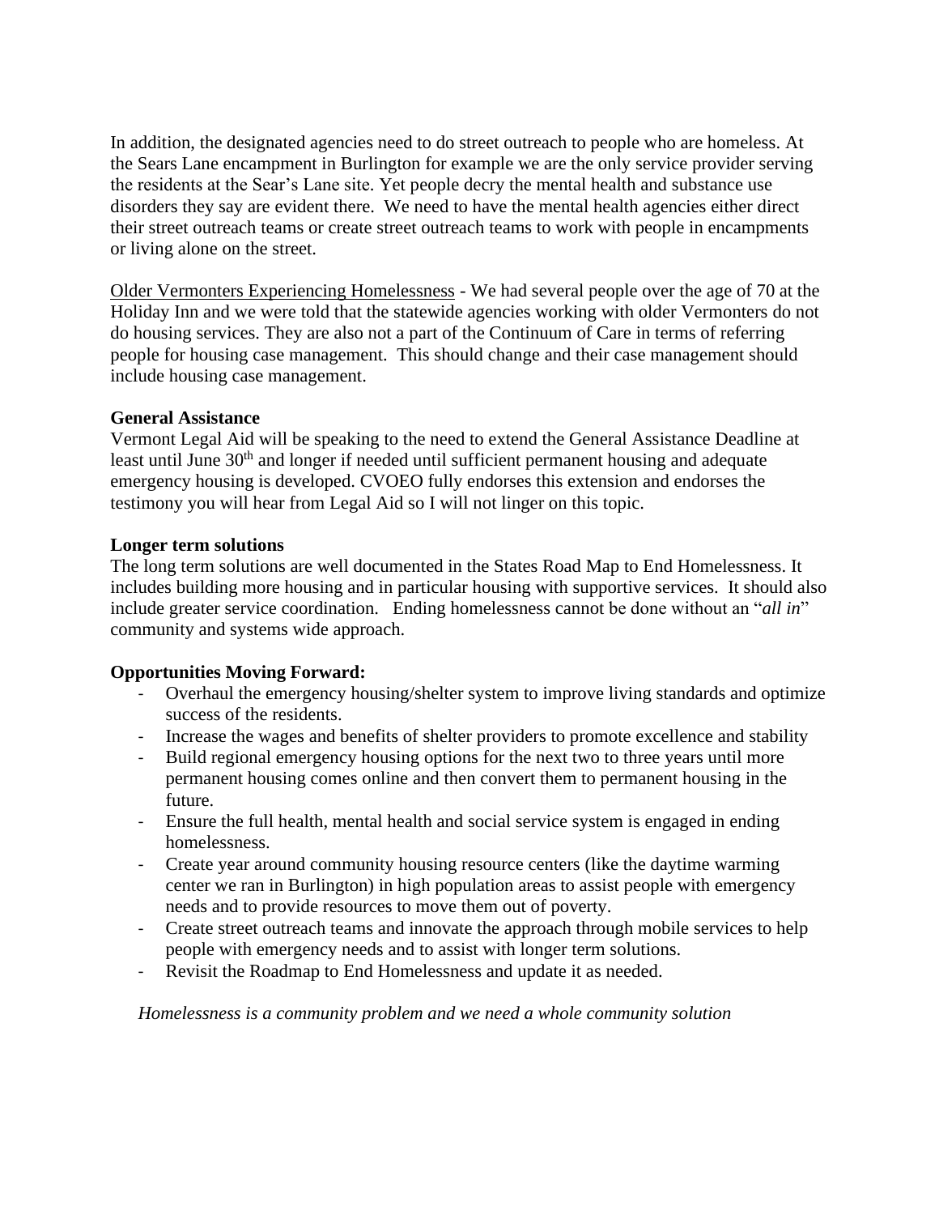In addition, the designated agencies need to do street outreach to people who are homeless. At the Sears Lane encampment in Burlington for example we are the only service provider serving the residents at the Sear's Lane site. Yet people decry the mental health and substance use disorders they say are evident there. We need to have the mental health agencies either direct their street outreach teams or create street outreach teams to work with people in encampments or living alone on the street.

<u>Older Vermonters Experiencing Homelessness</u> - We had several people over the age of 70 at the Holiday Inn and we were told that the statewide agencies working with older Vermonters do not do housing services. They are also not a part of the Continuum of Care in terms of referring people for housing case management. This should change and their case management should include housing case management.

**General Assistance**

Vermont Legal Aid will be speaking to the need to extend the General Assistance Deadline at least until June 30th and longer if needed until sufficient permanent housing and adequate emergency housing is developed. CVOEO fully endorses this extension and endorses the testimony you will hear from Legal Aid so I will not linger on this topic.

**Longer term solutions**

The long term solutions are well documented in the States Road Map to End Homelessness. It includes building more housing and in particular housing with supportive services. It should also include greater service coordination. Ending homelessness cannot be done without an "*all in*" community and systems wide approach.

**Opportunities Moving Forward:**

- Overhaul the emergency housing/shelter system to improve living standards and optimize success of the residents.
- Increase the wages and benefits of shelter providers to promote excellence and stability
- Build regional emergency housing options for the next two to three years until more permanent housing comes online and then convert them to permanent housing in the future.
- Ensure the full health, mental health and social service system is engaged in ending homelessness.
- Create year around community housing resource centers (like the daytime warming center we ran in Burlington) in high population areas to assist people with emergency needs and to provide resources to move them out of poverty.
- Create street outreach teams and innovate the approach through mobile services to help people with emergency needs and to assist with longer term solutions.
- Revisit the Roadmap to End Homelessness and update it as needed.

*Homelessness is a community problem and we need a whole community solution*